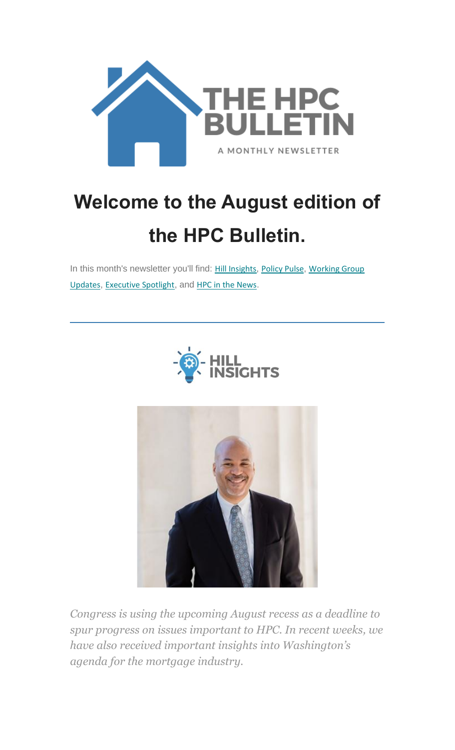# THE HPC BULLETIN

A MONTHLY NEWSLETTER

# Welcome to the August edition of the HPC Bulletin.

In this month's newsletter you'll find: Hill Insights, Policy Pulse, Working Group Updates, Executive Spotlight, and HPC in the News.

---

## HILL INSIGHTS

*Congress is using the upcoming August recess as a deadline to spur progress on issues important to HPC. In recent weeks, we have also received important insights into Washington's agenda for the mortgage industry.*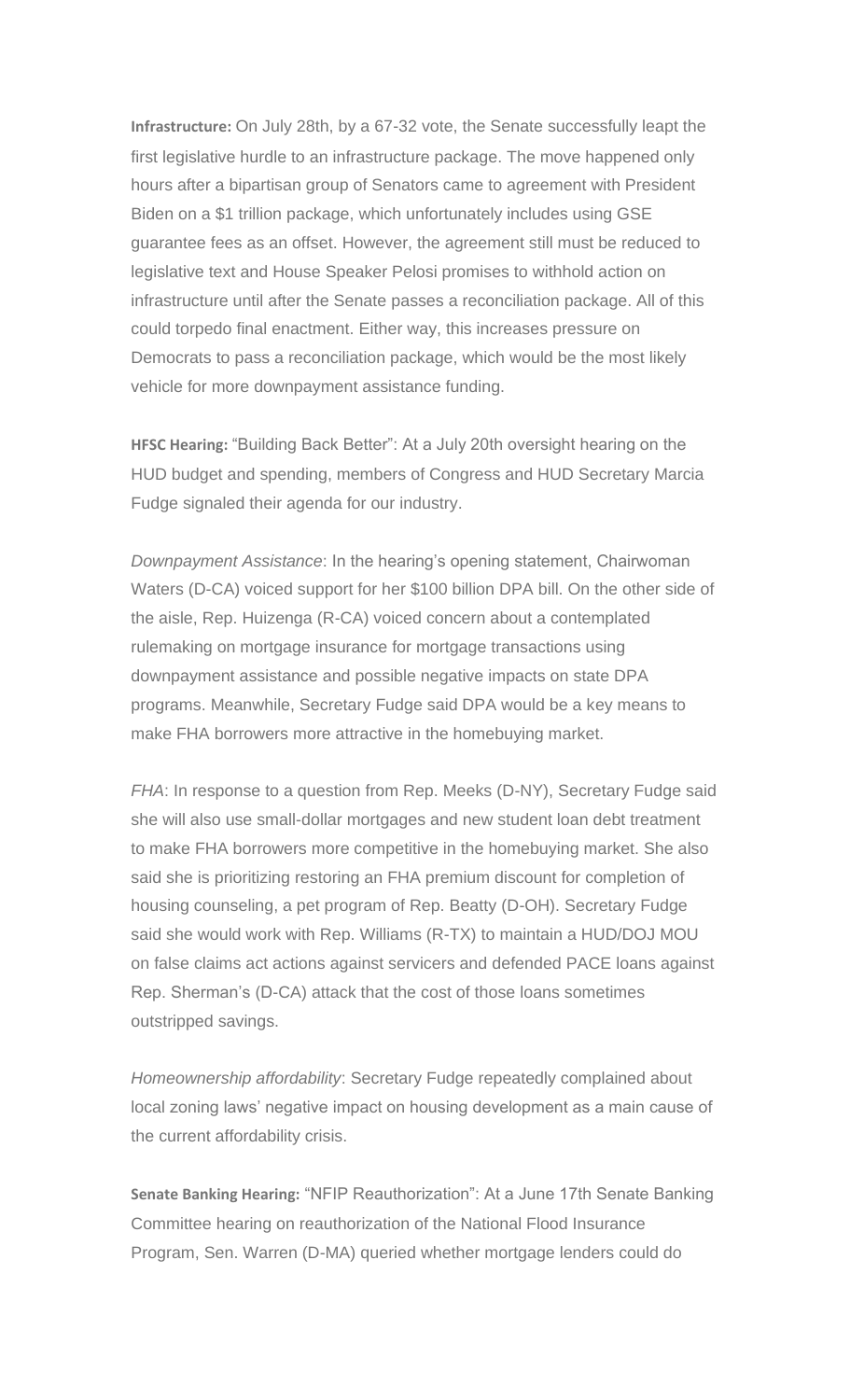**Infrastructure:** On July 28th, by a 67-32 vote, the Senate successfully leapt the first legislative hurdle to an infrastructure package. The move happened only hours after a bipartisan group of Senators came to agreement with President Biden on a $1 trillion package, which unfortunately includes using GSE guarantee fees as an offset. However, the agreement still must be reduced to legislative text and House Speaker Pelosi promises to withhold action on infrastructure until after the Senate passes a reconciliation package. All of this could torpedo final enactment. Either way, this increases pressure on Democrats to pass a reconciliation package, which would be the most likely vehicle for more downpayment assistance funding.

**HFSC Hearing:** "Building Back Better": At a July 20th oversight hearing on the HUD budget and spending, members of Congress and HUD Secretary Marcia Fudge signaled their agenda for our industry.

*Downpayment Assistance*: In the hearing's opening statement, Chairwoman Waters (D-CA) voiced support for her $100 billion DPA bill. On the other side of the aisle, Rep. Huizenga (R-CA) voiced concern about a contemplated rulemaking on mortgage insurance for mortgage transactions using downpayment assistance and possible negative impacts on state DPA programs. Meanwhile, Secretary Fudge said DPA would be a key means to make FHA borrowers more attractive in the homebuying market.

*FHA*: In response to a question from Rep. Meeks (D-NY), Secretary Fudge said she will also use small-dollar mortgages and new student loan debt treatment to make FHA borrowers more competitive in the homebuying market. She also said she is prioritizing restoring an FHA premium discount for completion of housing counseling, a pet program of Rep. Beatty (D-OH). Secretary Fudge said she would work with Rep. Williams (R-TX) to maintain a HUD/DOJ MOU on false claims act actions against servicers and defended PACE loans against Rep. Sherman's (D-CA) attack that the cost of those loans sometimes outstripped savings.

*Homeownership affordability*: Secretary Fudge repeatedly complained about local zoning laws' negative impact on housing development as a main cause of the current affordability crisis.

**Senate Banking Hearing:** "NFIP Reauthorization": At a June 17th Senate Banking Committee hearing on reauthorization of the National Flood Insurance Program, Sen. Warren (D-MA) queried whether mortgage lenders could do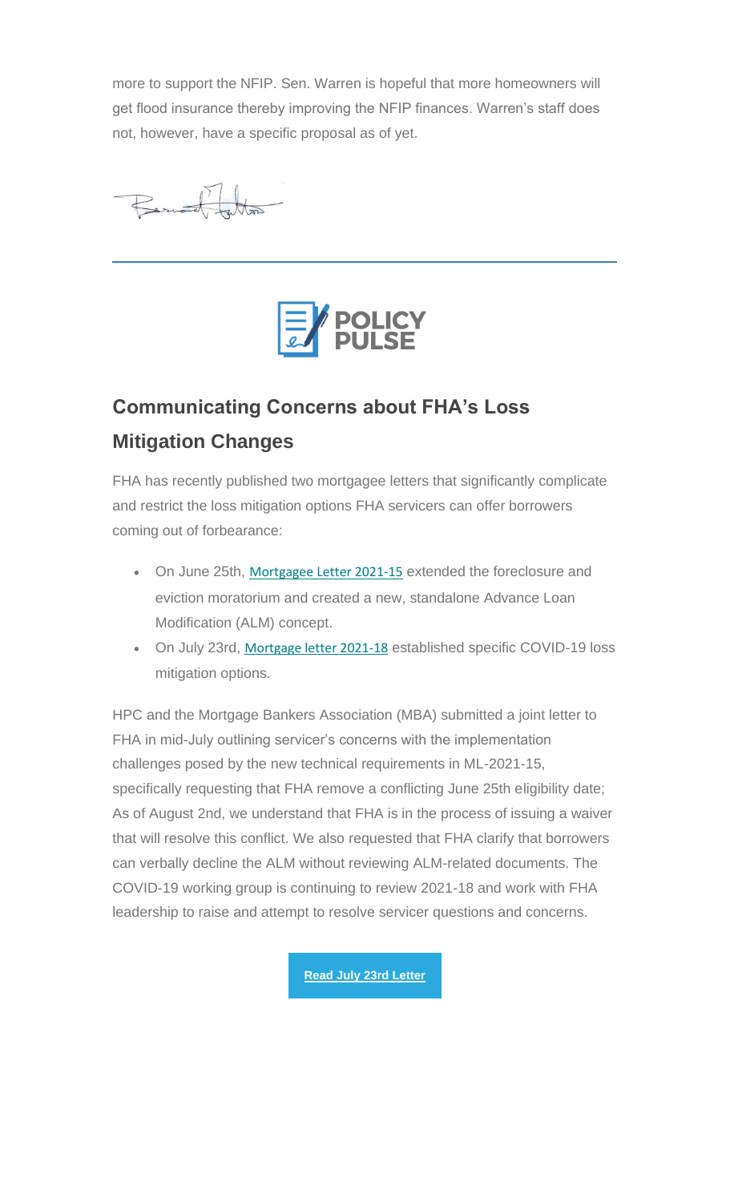more to support the NFIP. Sen. Warren is hopeful that more homeowners will get flood insurance thereby improving the NFIP finances. Warren's staff does not, however, have a specific proposal as of yet.

POLICY PULSE

## Communicating Concerns about FHA's Loss Mitigation Changes

FHA has recently published two mortgagee letters that significantly complicate and restrict the loss mitigation options FHA servicers can offer borrowers coming out of forbearance:

- On June 25th, Mortgagee Letter 2021-15 extended the foreclosure and eviction moratorium and created a new, standalone Advance Loan Modification (ALM) concept.
- On July 23rd, Mortgage letter 2021-18 established specific COVID-19 loss mitigation options.

HPC and the Mortgage Bankers Association (MBA) submitted a joint letter to FHA in mid-July outlining servicer's concerns with the implementation challenges posed by the new technical requirements in ML-2021-15, specifically requesting that FHA remove a conflicting June 25th eligibility date; As of August 2nd, we understand that FHA is in the process of issuing a waiver that will resolve this conflict. We also requested that FHA clarify that borrowers can verbally decline the ALM without reviewing ALM-related documents. The COVID-19 working group is continuing to review 2021-18 and work with FHA leadership to raise and attempt to resolve servicer questions and concerns.

**Read July 23rd Letter**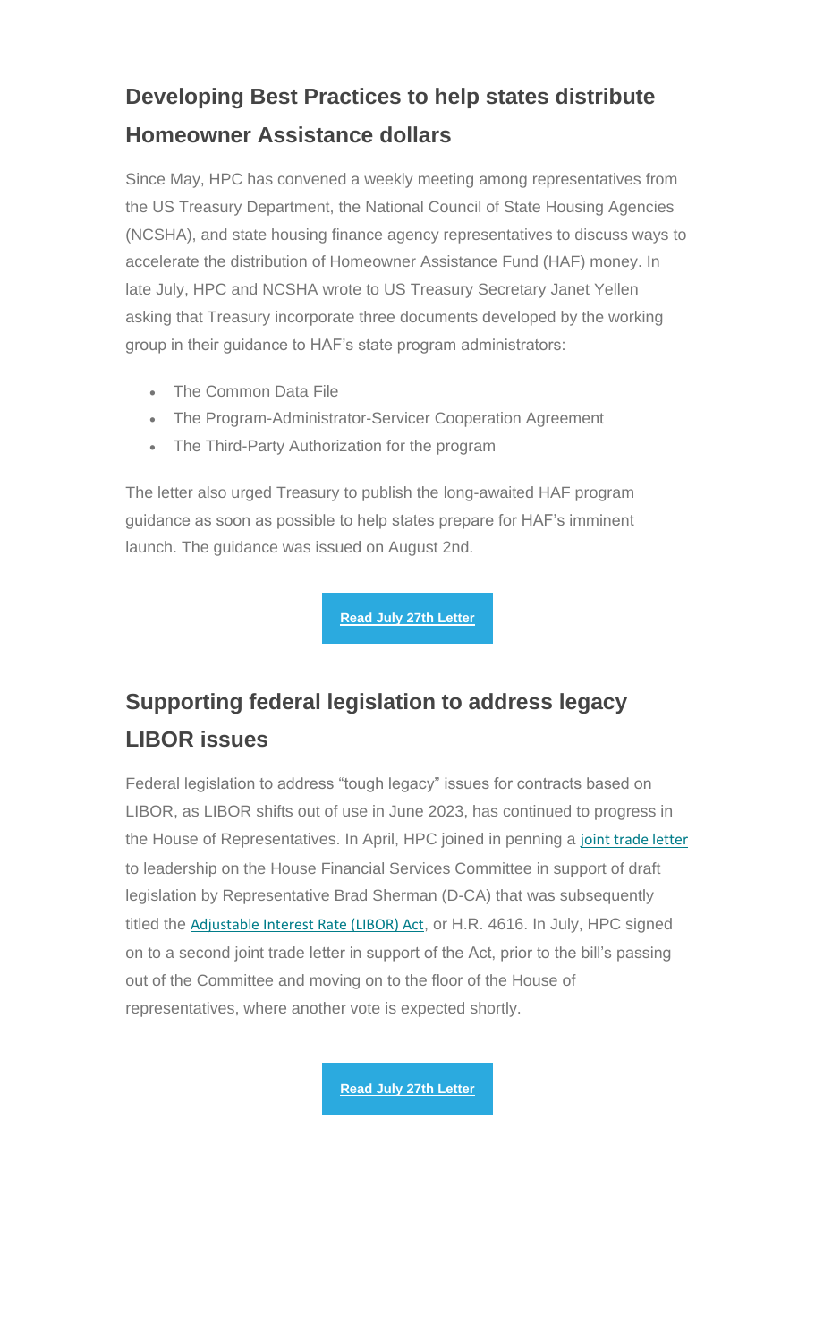## Developing Best Practices to help states distribute Homeowner Assistance dollars

Since May, HPC has convened a weekly meeting among representatives from the US Treasury Department, the National Council of State Housing Agencies (NCSHA), and state housing finance agency representatives to discuss ways to accelerate the distribution of Homeowner Assistance Fund (HAF) money. In late July, HPC and NCSHA wrote to US Treasury Secretary Janet Yellen asking that Treasury incorporate three documents developed by the working group in their guidance to HAF's state program administrators:

- The Common Data File
- The Program-Administrator-Servicer Cooperation Agreement
- The Third-Party Authorization for the program

The letter also urged Treasury to publish the long-awaited HAF program guidance as soon as possible to help states prepare for HAF's imminent launch. The guidance was issued on August 2nd.

**Read July 27th Letter**

## Supporting federal legislation to address legacy LIBOR issues

Federal legislation to address "tough legacy" issues for contracts based on LIBOR, as LIBOR shifts out of use in June 2023, has continued to progress in the House of Representatives. In April, HPC joined in penning a joint trade letter to leadership on the House Financial Services Committee in support of draft legislation by Representative Brad Sherman (D-CA) that was subsequently titled the Adjustable Interest Rate (LIBOR) Act, or H.R. 4616. In July, HPC signed on to a second joint trade letter in support of the Act, prior to the bill's passing out of the Committee and moving on to the floor of the House of representatives, where another vote is expected shortly.

**Read July 27th Letter**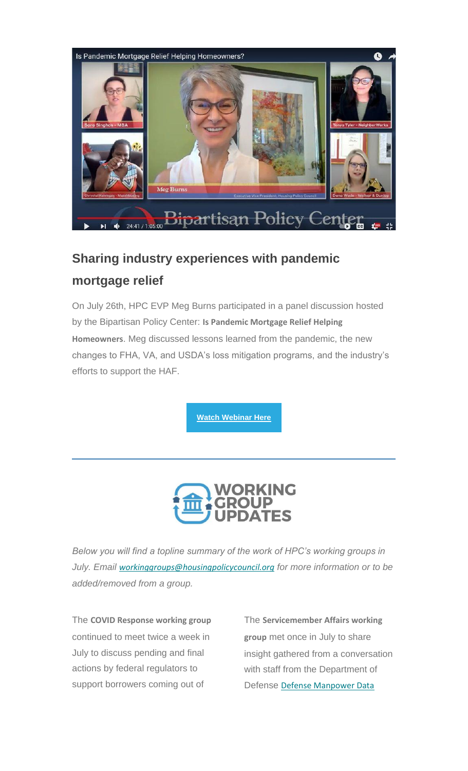## Sharing industry experiences with pandemic mortgage relief

On July 26th, HPC EVP Meg Burns participated in a panel discussion hosted by the Bipartisan Policy Center: **Is Pandemic Mortgage Relief Helping Homeowners**. Meg discussed lessons learned from the pandemic, the new changes to FHA, VA, and USDA's loss mitigation programs, and the industry's efforts to support the HAF.

**Watch Webinar Here**

---

## WORKING GROUP UPDATES

*Below you will find a topline summary of the work of HPC's working groups in July. Email workinggroups@housingpolicycouncil.org for more information or to be added/removed from a group.*

The **COVID Response working group** continued to meet twice a week in July to discuss pending and final actions by federal regulators to support borrowers coming out of

The **Servicemember Affairs working group** met once in July to share insight gathered from a conversation with staff from the Department of Defense Defense Manpower Data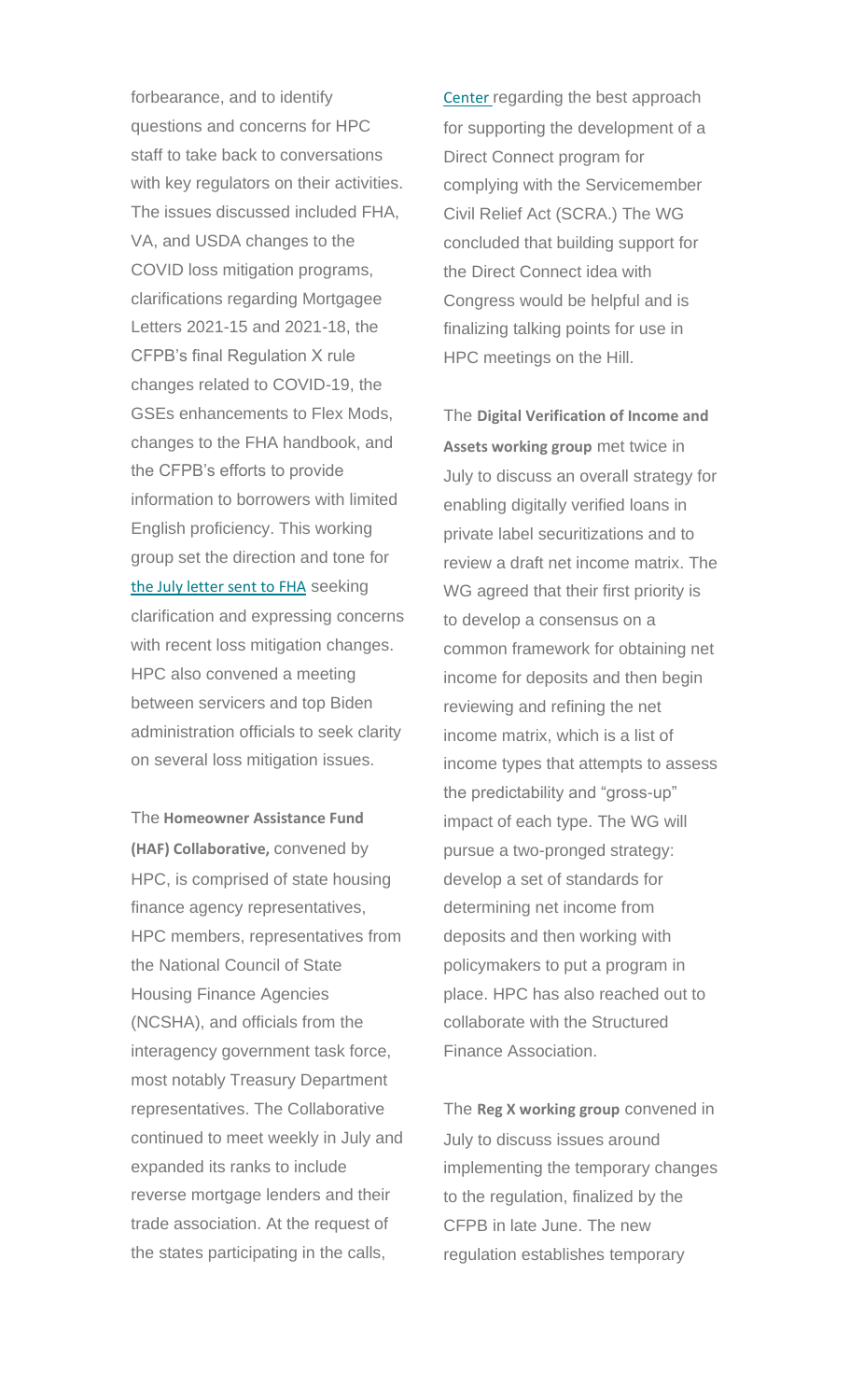forbearance, and to identify questions and concerns for HPC staff to take back to conversations with key regulators on their activities. The issues discussed included FHA, VA, and USDA changes to the COVID loss mitigation programs, clarifications regarding Mortgagee Letters 2021-15 and 2021-18, the CFPB's final Regulation X rule changes related to COVID-19, the GSEs enhancements to Flex Mods, changes to the FHA handbook, and the CFPB's efforts to provide information to borrowers with limited English proficiency. This working group set the direction and tone for the July letter sent to FHA seeking clarification and expressing concerns with recent loss mitigation changes. HPC also convened a meeting between servicers and top Biden administration officials to seek clarity on several loss mitigation issues.

The **Homeowner Assistance Fund (HAF) Collaborative,** convened by HPC, is comprised of state housing finance agency representatives, HPC members, representatives from the National Council of State Housing Finance Agencies (NCSHA), and officials from the interagency government task force, most notably Treasury Department representatives. The Collaborative continued to meet weekly in July and expanded its ranks to include reverse mortgage lenders and their trade association. At the request of the states participating in the calls,

Center regarding the best approach for supporting the development of a Direct Connect program for complying with the Servicemember Civil Relief Act (SCRA.) The WG concluded that building support for the Direct Connect idea with Congress would be helpful and is finalizing talking points for use in HPC meetings on the Hill.

The **Digital Verification of Income and Assets working group** met twice in July to discuss an overall strategy for enabling digitally verified loans in private label securitizations and to review a draft net income matrix. The WG agreed that their first priority is to develop a consensus on a common framework for obtaining net income for deposits and then begin reviewing and refining the net income matrix, which is a list of income types that attempts to assess the predictability and "gross-up" impact of each type. The WG will pursue a two-pronged strategy: develop a set of standards for determining net income from deposits and then working with policymakers to put a program in place. HPC has also reached out to collaborate with the Structured Finance Association.

The **Reg X working group** convened in July to discuss issues around implementing the temporary changes to the regulation, finalized by the CFPB in late June. The new regulation establishes temporary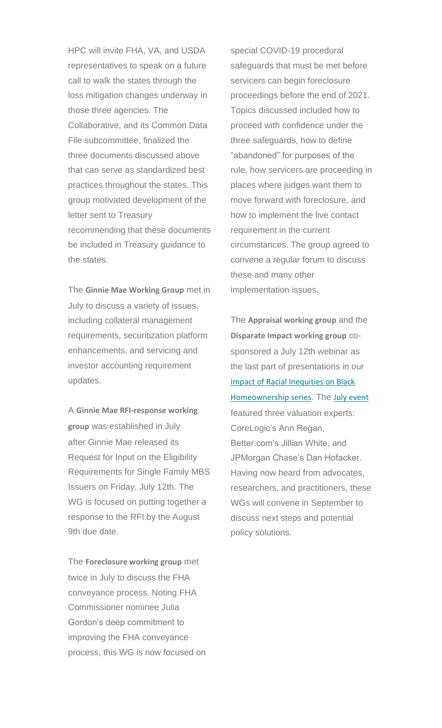HPC will invite FHA, VA, and USDA representatives to speak on a future call to walk the states through the loss mitigation changes underway in those three agencies. The Collaborative, and its Common Data File subcommittee, finalized the three documents discussed above that can serve as standardized best practices throughout the states. This group motivated development of the letter sent to Treasury recommending that these documents be included in Treasury guidance to the states.

The **Ginnie Mae Working Group** met in July to discuss a variety of issues, including collateral management requirements, securitization platform enhancements, and servicing and investor accounting requirement updates.

A **Ginnie Mae RFI-response working group** was established in July after Ginnie Mae released its Request for Input on the Eligibility Requirements for Single Family MBS Issuers on Friday, July 12th. The WG is focused on putting together a response to the RFI by the August 9th due date.

The **Foreclosure working group** met twice in July to discuss the FHA conveyance process. Noting FHA Commissioner nominee Julia Gordon's deep commitment to improving the FHA conveyance process, this WG is now focused on special COVID-19 procedural safeguards that must be met before servicers can begin foreclosure proceedings before the end of 2021. Topics discussed included how to proceed with confidence under the three safeguards, how to define "abandoned" for purposes of the rule, how servicers are proceeding in places where judges want them to move forward with foreclosure, and how to implement the live contact requirement in the current circumstances. The group agreed to convene a regular forum to discuss these and many other implementation issues.

The **Appraisal working group** and the **Disparate Impact working group** co-sponsored a July 12th webinar as the last part of presentations in our Impact of Racial Inequities on Black Homeownership series. The July event featured three valuation experts: CoreLogic's Ann Regan, Better.com's Jillian White, and JPMorgan Chase's Dan Hofacker. Having now heard from advocates, researchers, and practitioners, these WGs will convene in September to discuss next steps and potential policy solutions.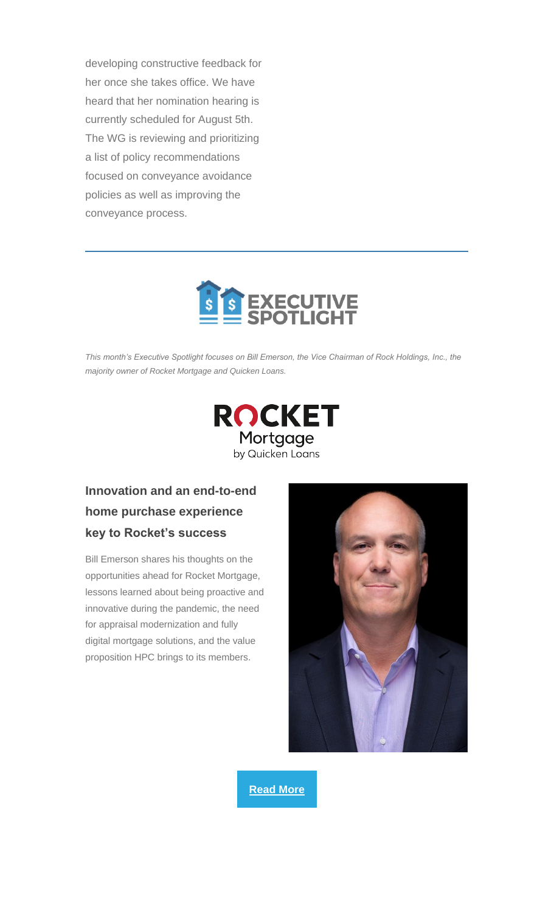developing constructive feedback for her once she takes office. We have heard that her nomination hearing is currently scheduled for August 5th. The WG is reviewing and prioritizing a list of policy recommendations focused on conveyance avoidance policies as well as improving the conveyance process.

---

## EXECUTIVE SPOTLIGHT

*This month's Executive Spotlight focuses on Bill Emerson, the Vice Chairman of Rock Holdings, Inc., the majority owner of Rocket Mortgage and Quicken Loans.*

ROCKET Mortgage by Quicken Loans

### Innovation and an end-to-end home purchase experience key to Rocket's success

Bill Emerson shares his thoughts on the opportunities ahead for Rocket Mortgage, lessons learned about being proactive and innovative during the pandemic, the need for appraisal modernization and fully digital mortgage solutions, and the value proposition HPC brings to its members.

**Read More**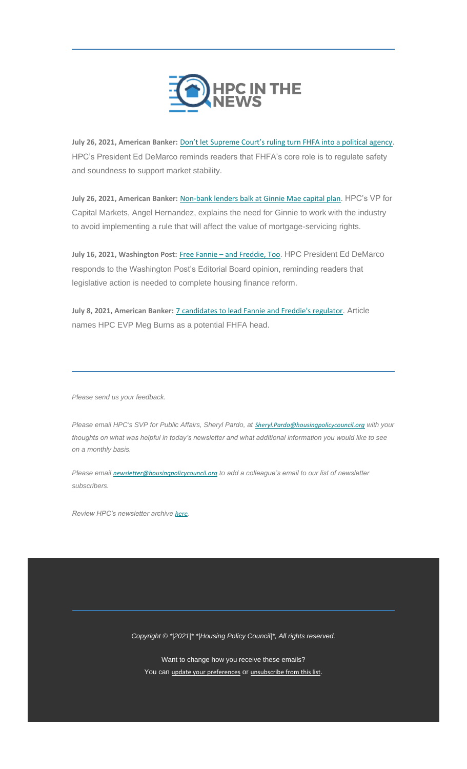# HPC IN THE NEWS

**July 26, 2021, American Banker:** Don't let Supreme Court's ruling turn FHFA into a political agency. HPC's President Ed DeMarco reminds readers that FHFA's core role is to regulate safety and soundness to support market stability.

**July 26, 2021, American Banker:** Non-bank lenders balk at Ginnie Mae capital plan. HPC's VP for Capital Markets, Angel Hernandez, explains the need for Ginnie to work with the industry to avoid implementing a rule that will affect the value of mortgage-servicing rights.

**July 16, 2021, Washington Post:** Free Fannie – and Freddie, Too. HPC President Ed DeMarco responds to the Washington Post's Editorial Board opinion, reminding readers that legislative action is needed to complete housing finance reform.

**July 8, 2021, American Banker:** 7 candidates to lead Fannie and Freddie's regulator. Article names HPC EVP Meg Burns as a potential FHFA head.

---

*Please send us your feedback.*

*Please email HPC's SVP for Public Affairs, Sheryl Pardo, at Sheryl.Pardo@housingpolicycouncil.org with your thoughts on what was helpful in today's newsletter and what additional information you would like to see on a monthly basis.*

*Please email newsletter@housingpolicycouncil.org to add a colleague's email to our list of newsletter subscribers.*

*Review HPC's newsletter archive here.*

---

*Copyright © *|2021|* *|Housing Policy Council|*, All rights reserved.*

Want to change how you receive these emails?
You can update your preferences or unsubscribe from this list.